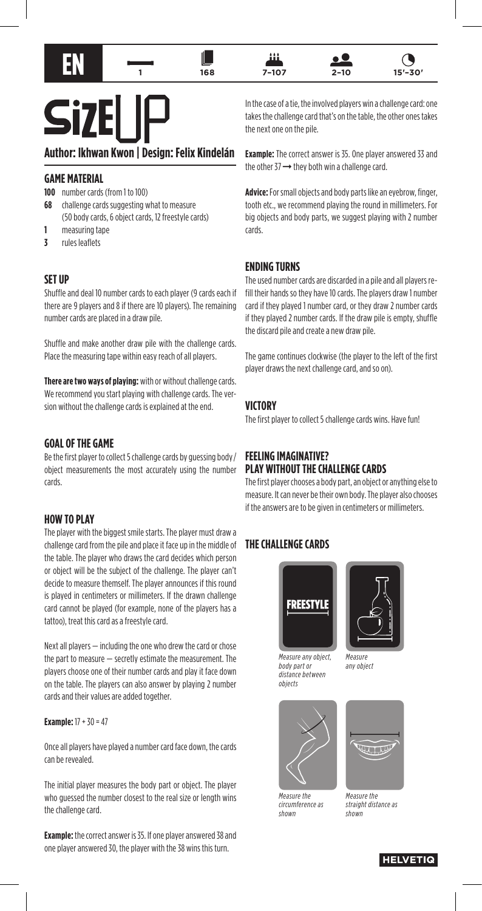EN | 1 | 168 | 7–107 | 2–10 | 15'–30'

# SizeUP

**Author: Ikhwan Kwon | Design: Felix Kindelán**

## GAME MATERIAL

- **100** number cards (from 1 to 100)
- **68** challenge cards suggesting what to measure (50 body cards, 6 object cards, 12 freestyle cards)
- **1** measuring tape
- **3** rules leaflets

## SET UP

Shuffle and deal 10 number cards to each player (9 cards each if there are 9 players and 8 if there are 10 players). The remaining number cards are placed in a draw pile.

Shuffle and make another draw pile with the challenge cards. Place the measuring tape within easy reach of all players.

**There are two ways of playing:** with or without challenge cards. We recommend you start playing with challenge cards. The version without the challenge cards is explained at the end.

## GOAL OF THE GAME

Be the first player to collect 5 challenge cards by guessing body / object measurements the most accurately using the number cards.

## HOW TO PLAY

The player with the biggest smile starts. The player must draw a challenge card from the pile and place it face up in the middle of the table. The player who draws the card decides which person or object will be the subject of the challenge. The player can't decide to measure themself. The player announces if this round is played in centimeters or millimeters. If the drawn challenge card cannot be played (for example, none of the players has a tattoo), treat this card as a freestyle card.

Next all players — including the one who drew the card or chose the part to measure — secretly estimate the measurement. The players choose one of their number cards and play it face down on the table. The players can also answer by playing 2 number cards and their values are added together.

**Example:** 17 + 30 = 47

Once all players have played a number card face down, the cards can be revealed.

The initial player measures the body part or object. The player who guessed the number closest to the real size or length wins the challenge card.

**Example:** the correct answer is 35. If one player answered 38 and one player answered 30, the player with the 38 wins this turn.

In the case of a tie, the involved players win a challenge card: one takes the challenge card that's on the table, the other ones takes the next one on the pile.

**Example:** The correct answer is 35. One player answered 33 and the other 37 → they both win a challenge card.

**Advice:** For small objects and body parts like an eyebrow, finger, tooth etc., we recommend playing the round in millimeters. For big objects and body parts, we suggest playing with 2 number cards.

## ENDING TURNS

The used number cards are discarded in a pile and all players refill their hands so they have 10 cards. The players draw 1 number card if they played 1 number card, or they draw 2 number cards if they played 2 number cards. If the draw pile is empty, shuffle the discard pile and create a new draw pile.

The game continues clockwise (the player to the left of the first player draws the next challenge card, and so on).

## VICTORY

The first player to collect 5 challenge cards wins. Have fun!

## FEELING IMAGINATIVE? PLAY WITHOUT THE CHALLENGE CARDS

The first player chooses a body part, an object or anything else to measure. It can never be their own body. The player also chooses if the answers are to be given in centimeters or millimeters.

## THE CHALLENGE CARDS

FREESTYLE

*Measure any object, body part or distance between objects*

*Measure any object*

*Measure the circumference as shown*

*Measure the straight distance as shown*

HELVETIQ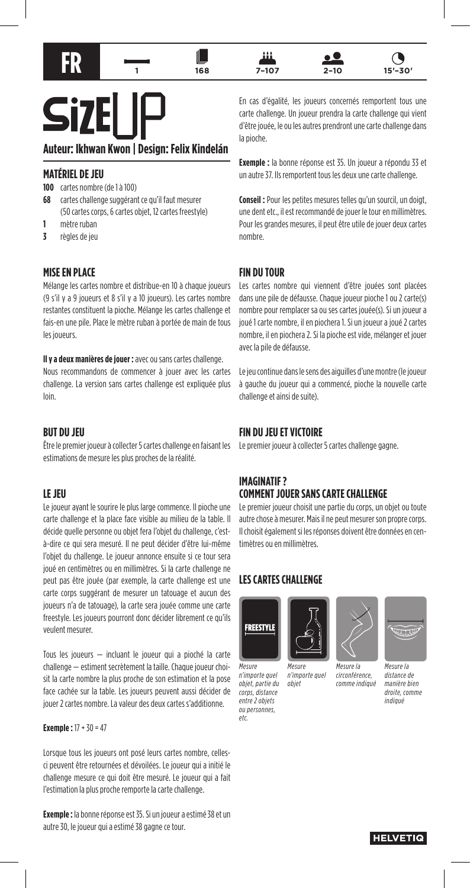FR | 1 | 168 | 7–107 | 2–10 | 15′–30′

# SizeUP

**Auteur: Ikhwan Kwon | Design: Felix Kindelán**

## MATÉRIEL DE JEU

- **100** cartes nombre (de 1 à 100)
- **68** cartes challenge suggérant ce qu'il faut mesurer (50 cartes corps, 6 cartes objet, 12 cartes freestyle)
- **1** mètre ruban
- **3** règles de jeu

## MISE EN PLACE

Mélange les cartes nombre et distribue-en 10 à chaque joueurs (9 s'il y a 9 joueurs et 8 s'il y a 10 joueurs). Les cartes nombre restantes constituent la pioche. Mélange les cartes challenge et fais-en une pile. Place le mètre ruban à portée de main de tous les joueurs.

**Il y a deux manières de jouer :** avec ou sans cartes challenge. Nous recommandons de commencer à jouer avec les cartes challenge. La version sans cartes challenge est expliquée plus loin.

## BUT DU JEU

Être le premier joueur à collecter 5 cartes challenge en faisant les estimations de mesure les plus proches de la réalité.

## LE JEU

Le joueur ayant le sourire le plus large commence. Il pioche une carte challenge et la place face visible au milieu de la table. Il décide quelle personne ou objet fera l'objet du challenge, c'est-à-dire ce qui sera mesuré. Il ne peut décider d'être lui-même l'objet du challenge. Le joueur annonce ensuite si ce tour sera joué en centimètres ou en millimètres. Si la carte challenge ne peut pas être jouée (par exemple, la carte challenge est une carte corps suggérant de mesurer un tatouage et aucun des joueurs n'a de tatouage), la carte sera jouée comme une carte freestyle. Les joueurs pourront donc décider librement ce qu'ils veulent mesurer.

Tous les joueurs — incluant le joueur qui a pioché la carte challenge — estiment secrètement la taille. Chaque joueur choisit la carte nombre la plus proche de son estimation et la pose face cachée sur la table. Les joueurs peuvent aussi décider de jouer 2 cartes nombre. La valeur des deux cartes s'additionne.

**Exemple :** 17 + 30 = 47

Lorsque tous les joueurs ont posé leurs cartes nombre, celles-ci peuvent être retournées et dévoilées. Le joueur qui a initié le challenge mesure ce qui doit être mesuré. Le joueur qui a fait l'estimation la plus proche remporte la carte challenge.

**Exemple :** la bonne réponse est 35. Si un joueur a estimé 38 et un autre 30, le joueur qui a estimé 38 gagne ce tour.

En cas d'égalité, les joueurs concernés remportent tous une carte challenge. Un joueur prendra la carte challenge qui vient d'être jouée, le ou les autres prendront une carte challenge dans la pioche.

**Exemple :** la bonne réponse est 35. Un joueur a répondu 33 et un autre 37. Ils remportent tous les deux une carte challenge.

**Conseil :** Pour les petites mesures telles qu'un sourcil, un doigt, une dent etc., il est recommandé de jouer le tour en millimètres. Pour les grandes mesures, il peut être utile de jouer deux cartes nombre.

## FIN DU TOUR

Les cartes nombre qui viennent d'être jouées sont placées dans une pile de défausse. Chaque joueur pioche 1 ou 2 carte(s) nombre pour remplacer sa ou ses cartes jouée(s). Si un joueur a joué 1 carte nombre, il en piochera 1. Si un joueur a joué 2 cartes nombre, il en piochera 2. Si la pioche est vide, mélanger et jouer avec la pile de défausse.

Le jeu continue dans le sens des aiguilles d'une montre (le joueur à gauche du joueur qui a commencé, pioche la nouvelle carte challenge et ainsi de suite).

## FIN DU JEU ET VICTOIRE

Le premier joueur à collecter 5 cartes challenge gagne.

## IMAGINATIF ? COMMENT JOUER SANS CARTE CHALLENGE

Le premier joueur choisit une partie du corps, un objet ou toute autre chose à mesurer. Mais il ne peut mesurer son propre corps. Il choisit également si les réponses doivent être données en centimètres ou en millimètres.

## LES CARTES CHALLENGE

FREESTYLE

*Mesure n'importe quel objet, partie du corps, distance entre 2 objets ou personnes, etc.*

*Mesure n'importe quel objet*

*Mesure la circonférence, comme indiqué*

*Mesure la distance de manière bien droite, comme indiqué*

HELVETIQ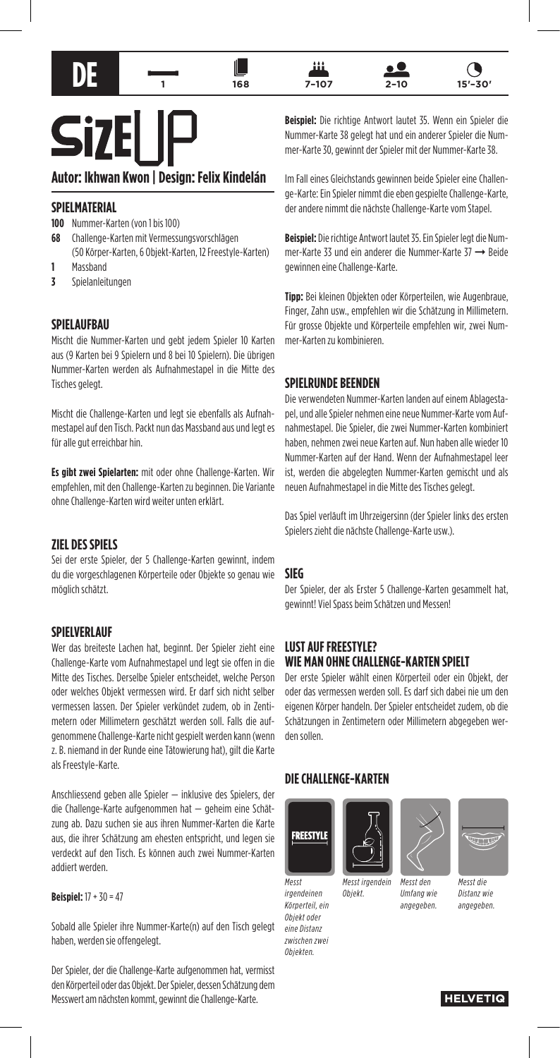DE | 1 | 168 | 7–107 | 2–10 | 15'–30'

# SizE UP

**Autor: Ikhwan Kwon | Design: Felix Kindelán**

## SPIELMATERIAL

**100** Nummer-Karten (von 1 bis 100)
**68** Challenge-Karten mit Vermessungsvorschlägen (50 Körper-Karten, 6 Objekt-Karten, 12 Freestyle-Karten)
**1** Massband
**3** Spielanleitungen

## SPIELAUFBAU

Mischt die Nummer-Karten und gebt jedem Spieler 10 Karten aus (9 Karten bei 9 Spielern und 8 bei 10 Spielern). Die übrigen Nummer-Karten werden als Aufnahmestapel in die Mitte des Tisches gelegt.

Mischt die Challenge-Karten und legt sie ebenfalls als Aufnahmestapel auf den Tisch. Packt nun das Massband aus und legt es für alle gut erreichbar hin.

**Es gibt zwei Spielarten:** mit oder ohne Challenge-Karten. Wir empfehlen, mit den Challenge-Karten zu beginnen. Die Variante ohne Challenge-Karten wird weiter unten erklärt.

## ZIEL DES SPIELS

Sei der erste Spieler, der 5 Challenge-Karten gewinnt, indem du die vorgeschlagenen Körperteile oder Objekte so genau wie möglich schätzt.

## SPIELVERLAUF

Wer das breiteste Lachen hat, beginnt. Der Spieler zieht eine Challenge-Karte vom Aufnahmestapel und legt sie offen in die Mitte des Tisches. Derselbe Spieler entscheidet, welche Person oder welches Objekt vermessen wird. Er darf sich nicht selber vermessen lassen. Der Spieler verkündet zudem, ob in Zentimetern oder Millimetern geschätzt werden soll. Falls die aufgenommene Challenge-Karte nicht gespielt werden kann (wenn z. B. niemand in der Runde eine Tätowierung hat), gilt die Karte als Freestyle-Karte.

Anschliessend geben alle Spieler — inklusive des Spielers, der die Challenge-Karte aufgenommen hat — geheim eine Schätzung ab. Dazu suchen sie aus ihren Nummer-Karten die Karte aus, die ihrer Schätzung am ehesten entspricht, und legen sie verdeckt auf den Tisch. Es können auch zwei Nummer-Karten addiert werden.

**Beispiel:** 17 + 30 = 47

Sobald alle Spieler ihre Nummer-Karte(n) auf den Tisch gelegt haben, werden sie offengelegt.

Der Spieler, der die Challenge-Karte aufgenommen hat, vermisst den Körperteil oder das Objekt. Der Spieler, dessen Schätzung dem Messwert am nächsten kommt, gewinnt die Challenge-Karte.

**Beispiel:** Die richtige Antwort lautet 35. Wenn ein Spieler die Nummer-Karte 38 gelegt hat und ein anderer Spieler die Nummer-Karte 30, gewinnt der Spieler mit der Nummer-Karte 38.

Im Fall eines Gleichstands gewinnen beide Spieler eine Challenge-Karte: Ein Spieler nimmt die eben gespielte Challenge-Karte, der andere nimmt die nächste Challenge-Karte vom Stapel.

**Beispiel:** Die richtige Antwort lautet 35. Ein Spieler legt die Nummer-Karte 33 und ein anderer die Nummer-Karte 37 → Beide gewinnen eine Challenge-Karte.

**Tipp:** Bei kleinen Objekten oder Körperteilen, wie Augenbraue, Finger, Zahn usw., empfehlen wir die Schätzung in Millimetern. Für grosse Objekte und Körperteile empfehlen wir, zwei Nummer-Karten zu kombinieren.

## SPIELRUNDE BEENDEN

Die verwendeten Nummer-Karten landen auf einem Ablagestapel, und alle Spieler nehmen eine neue Nummer-Karte vom Aufnahmestapel. Die Spieler, die zwei Nummer-Karten kombiniert haben, nehmen zwei neue Karten auf. Nun haben alle wieder 10 Nummer-Karten auf der Hand. Wenn der Aufnahmestapel leer ist, werden die abgelegten Nummer-Karten gemischt und als neuen Aufnahmestapel in die Mitte des Tisches gelegt.

Das Spiel verläuft im Uhrzeigersinn (der Spieler links des ersten Spielers zieht die nächste Challenge-Karte usw.).

## SIEG

Der Spieler, der als Erster 5 Challenge-Karten gesammelt hat, gewinnt! Viel Spass beim Schätzen und Messen!

## LUST AUF FREESTYLE? WIE MAN OHNE CHALLENGE-KARTEN SPIELT

Der erste Spieler wählt einen Körperteil oder ein Objekt, der oder das vermessen werden soll. Es darf sich dabei nie um den eigenen Körper handeln. Der Spieler entscheidet zudem, ob die Schätzungen in Zentimetern oder Millimetern abgegeben werden sollen.

## DIE CHALLENGE-KARTEN

FREESTYLE

*Messt irgendeinen Körperteil, ein Objekt oder eine Distanz zwischen zwei Objekten.*

*Messt irgendein Objekt.*

*Messt den Umfang wie angegeben.*

*Messt die Distanz wie angegeben.*

HELVETIQ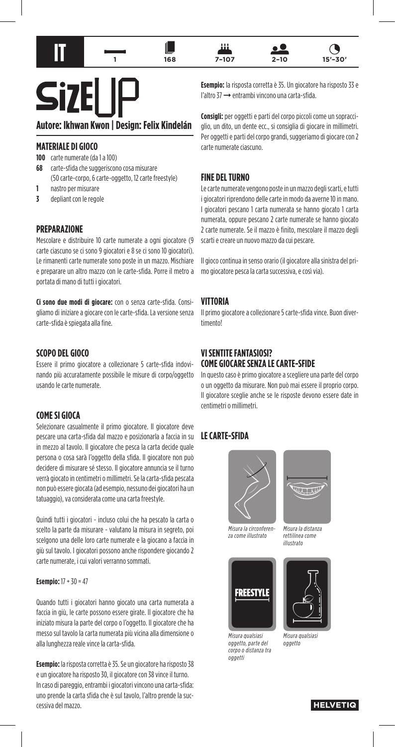IT | 1 | 168 | 7–107 | 2–10 | 15'–30'

# SizEUP

**Autore: Ikhwan Kwon | Design: Felix Kindelán**

## MATERIALE DI GIOCO

- **100** carte numerate (da 1 a 100)
- **68** carte-sfida che suggeriscono cosa misurare (50 carte-corpo, 6 carte-oggetto, 12 carte freestyle)
- **1** nastro per misurare
- **3** depliant con le regole

## PREPARAZIONE

Mescolare e distribuire 10 carte numerate a ogni giocatore (9 carte ciascuno se ci sono 9 giocatori e 8 se ci sono 10 giocatori). Le rimanenti carte numerate sono poste in un mazzo. Mischiare e preparare un altro mazzo con le carte-sfida. Porre il metro a portata di mano di tutti i giocatori.

**Ci sono due modi di giocare:** con o senza carte-sfida. Consigliamo di iniziare a giocare con le carte-sfida. La versione senza carte-sfida è spiegata alla fine.

## SCOPO DEL GIOCO

Essere il primo giocatore a collezionare 5 carte-sfida indovinando più accuratamente possibile le misure di corpo/oggetto usando le carte numerate.

## COME SI GIOCA

Selezionare casualmente il primo giocatore. Il giocatore deve pescare una carta-sfida dal mazzo e posizionarla a faccia in su in mezzo al tavolo. Il giocatore che pesca la carta decide quale persona o cosa sarà l'oggetto della sfida. Il giocatore non può decidere di misurare sé stesso. Il giocatore annuncia se il turno verrà giocato in centimetri o millimetri. Se la carta-sfida pescata non può essere giocata (ad esempio, nessuno dei giocatori ha un tatuaggio), va considerata come una carta freestyle.

Quindi tutti i giocatori - incluso colui che ha pescato la carta o scelto la parte da misurare - valutano la misura in segreto, poi scelgono una delle loro carte numerate e la giocano a faccia in giù sul tavolo. I giocatori possono anche rispondere giocando 2 carte numerate, i cui valori verranno sommati.

**Esempio:** 17 + 30 = 47

Quando tutti i giocatori hanno giocato una carta numerata a faccia in giù, le carte possono essere girate. Il giocatore che ha iniziato misura la parte del corpo o l'oggetto. Il giocatore che ha messo sul tavolo la carta numerata più vicina alla dimensione o alla lunghezza reale vince la carta-sfida.

**Esempio:** la risposta corretta è 35. Se un giocatore ha risposto 38 e un giocatore ha risposto 30, il giocatore con 38 vince il turno. In caso di pareggio, entrambi i giocatori vincono una carta-sfida: uno prende la carta sfida che è sul tavolo, l'altro prende la successiva del mazzo.

**Esempio:** la risposta corretta è 35. Un giocatore ha risposto 33 e l'altro 37 → entrambi vincono una carta-sfida.

**Consigli:** per oggetti e parti del corpo piccoli come un sopracciglio, un dito, un dente ecc., si consiglia di giocare in millimetri. Per oggetti e parti del corpo grandi, suggeriamo di giocare con 2 carte numerate ciascuno.

## FINE DEL TURNO

Le carte numerate vengono poste in un mazzo degli scarti, e tutti i giocatori riprendono delle carte in modo da averne 10 in mano. I giocatori pescano 1 carta numerata se hanno giocato 1 carta numerata, oppure pescano 2 carte numerate se hanno giocato 2 carte numerate. Se il mazzo è finito, mescolare il mazzo degli scarti e creare un nuovo mazzo da cui pescare.

Il gioco continua in senso orario (il giocatore alla sinistra del primo giocatore pesca la carta successiva, e così via).

## VITTORIA

Il primo giocatore a collezionare 5 carte-sfida vince. Buon divertimento!

## VI SENTITE FANTASIOSI? COME GIOCARE SENZA LE CARTE-SFIDE

In questo caso è primo giocatore a scegliere una parte del corpo o un oggetto da misurare. Non può mai essere il proprio corpo. Il giocatore sceglie anche se le risposte devono essere date in centimetri o millimetri.

## LE CARTE-SFIDA

*Misura la circonferenza come illustrato*

*Misura la distanza rettilinea come illustrato*

FREESTYLE

*Misura qualsiasi oggetto, parte del corpo o distanza tra oggetti*

*Misura qualsiasi oggetto*

HELVETIQ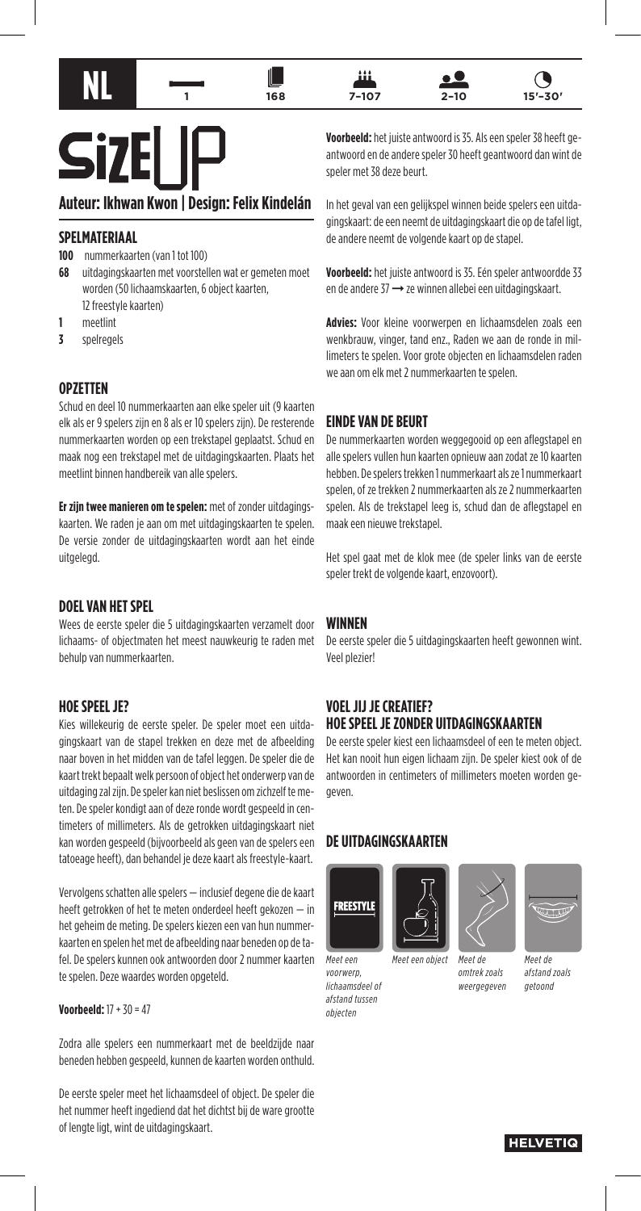NL | 1 | 168 | 7–107 | 2–10 | 15′–30′

# SizE UP

**Auteur: Ikhwan Kwon | Design: Felix Kindelán**

## SPELMATERIAAL

- **100** nummerkaarten (van 1 tot 100)
- **68** uitdagingskaarten met voorstellen wat er gemeten moet worden (50 lichaamskaarten, 6 object kaarten, 12 freestyle kaarten)
- **1** meetlint
- **3** spelregels

## OPZETTEN

Schud en deel 10 nummerkaarten aan elke speler uit (9 kaarten elk als er 9 spelers zijn en 8 als er 10 spelers zijn). De resterende nummerkaarten worden op een trekstapel geplaatst. Schud en maak nog een trekstapel met de uitdagingskaarten. Plaats het meetlint binnen handbereik van alle spelers.

**Er zijn twee manieren om te spelen:** met of zonder uitdagingskaarten. We raden je aan om met uitdagingskaarten te spelen. De versie zonder de uitdagingskaarten wordt aan het einde uitgelegd.

## DOEL VAN HET SPEL

Wees de eerste speler die 5 uitdagingskaarten verzamelt door lichaams- of objectmaten het meest nauwkeurig te raden met behulp van nummerkaarten.

## HOE SPEEL JE?

Kies willekeurig de eerste speler. De speler moet een uitdagingskaart van de stapel trekken en deze met de afbeelding naar boven in het midden van de tafel leggen. De speler die de kaart trekt bepaalt welk persoon of object het onderwerp van de uitdaging zal zijn. De speler kan niet beslissen om zichzelf te meten. De speler kondigt aan of deze ronde wordt gespeeld in centimeters of millimeters. Als de getrokken uitdagingskaart niet kan worden gespeeld (bijvoorbeeld als geen van de spelers een tatoeage heeft), dan behandel je deze kaart als freestyle-kaart.

Vervolgens schatten alle spelers — inclusief degene die de kaart heeft getrokken of het te meten onderdeel heeft gekozen — in het geheim de meting. De spelers kiezen een van hun nummerkaarten en spelen het met de afbeelding naar beneden op de tafel. De spelers kunnen ook antwoorden door 2 nummer kaarten te spelen. Deze waardes worden opgeteld.

**Voorbeeld:** 17 + 30 = 47

Zodra alle spelers een nummerkaart met de beeldzijde naar beneden hebben gespeeld, kunnen de kaarten worden onthuld.

De eerste speler meet het lichaamsdeel of object. De speler die het nummer heeft ingediend dat het dichtst bij de ware grootte of lengte ligt, wint de uitdagingskaart.

**Voorbeeld:** het juiste antwoord is 35. Als een speler 38 heeft geantwoord en de andere speler 30 heeft geantwoord dan wint de speler met 38 deze beurt.

In het geval van een gelijkspel winnen beide spelers een uitdagingskaart: de een neemt de uitdagingskaart die op de tafel ligt, de andere neemt de volgende kaart op de stapel.

**Voorbeeld:** het juiste antwoord is 35. Eén speler antwoordde 33 en de andere 37 → ze winnen allebei een uitdagingskaart.

**Advies:** Voor kleine voorwerpen en lichaamsdelen zoals een wenkbrauw, vinger, tand enz., Raden we aan de ronde in millimeters te spelen. Voor grote objecten en lichaamsdelen raden we aan om elk met 2 nummerkaarten te spelen.

## EINDE VAN DE BEURT

De nummerkaarten worden weggegooid op een aflegstapel en alle spelers vullen hun kaarten opnieuw aan zodat ze 10 kaarten hebben. De spelers trekken 1 nummerkaart als ze 1 nummerkaart spelen, of ze trekken 2 nummerkaarten als ze 2 nummerkaarten spelen. Als de trekstapel leeg is, schud dan de aflegstapel en maak een nieuwe trekstapel.

Het spel gaat met de klok mee (de speler links van de eerste speler trekt de volgende kaart, enzovoort).

## WINNEN

De eerste speler die 5 uitdagingskaarten heeft gewonnen wint. Veel plezier!

## VOEL JIJ JE CREATIEF? HOE SPEEL JE ZONDER UITDAGINGSKAARTEN

De eerste speler kiest een lichaamsdeel of een te meten object. Het kan nooit hun eigen lichaam zijn. De speler kiest ook of de antwoorden in centimeters of millimeters moeten worden gegeven.

## DE UITDAGINGSKAARTEN

FREESTYLE

*Meet een voorwerp, lichaamsdeel of afstand tussen objecten*

*Meet een object*

*Meet de omtrek zoals weergegeven*

*Meet de afstand zoals getoond*

HELVETIQ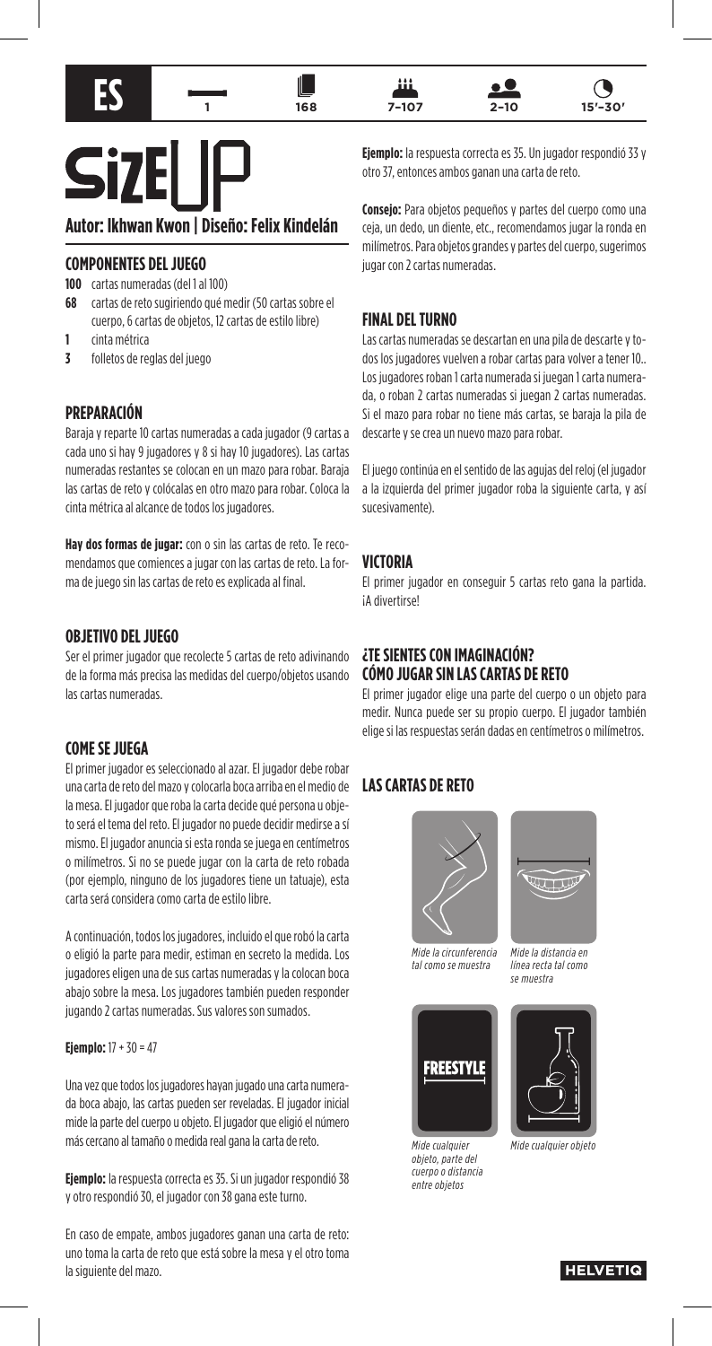**ES** | 1 | 168 | 7–107 | 2–10 | 15′–30′

# SizE UP

**Autor: Ikhwan Kwon | Diseño: Felix Kindelán**

## COMPONENTES DEL JUEGO

- **100** cartas numeradas (del 1 al 100)
- **68** cartas de reto sugiriendo qué medir (50 cartas sobre el cuerpo, 6 cartas de objetos, 12 cartas de estilo libre)
- **1** cinta métrica
- **3** folletos de reglas del juego

## PREPARACIÓN

Baraja y reparte 10 cartas numeradas a cada jugador (9 cartas a cada uno si hay 9 jugadores y 8 si hay 10 jugadores). Las cartas numeradas restantes se colocan en un mazo para robar. Baraja las cartas de reto y colócalas en otro mazo para robar. Coloca la cinta métrica al alcance de todos los jugadores.

**Hay dos formas de jugar:** con o sin las cartas de reto. Te recomendamos que comiences a jugar con las cartas de reto. La forma de juego sin las cartas de reto es explicada al final.

## OBJETIVO DEL JUEGO

Ser el primer jugador que recolecte 5 cartas de reto adivinando de la forma más precisa las medidas del cuerpo/objetos usando las cartas numeradas.

## COME SE JUEGA

El primer jugador es seleccionado al azar. El jugador debe robar una carta de reto del mazo y colocarla boca arriba en el medio de la mesa. El jugador que roba la carta decide qué persona u objeto será el tema del reto. El jugador no puede decidir medirse a sí mismo. El jugador anuncia si esta ronda se juega en centímetros o milímetros. Si no se puede jugar con la carta de reto robada (por ejemplo, ninguno de los jugadores tiene un tatuaje), esta carta será considera como carta de estilo libre.

A continuación, todos los jugadores, incluido el que robó la carta o eligió la parte para medir, estiman en secreto la medida. Los jugadores eligen una de sus cartas numeradas y la colocan boca abajo sobre la mesa. Los jugadores también pueden responder jugando 2 cartas numeradas. Sus valores son sumados.

**Ejemplo:** 17 + 30 = 47

Una vez que todos los jugadores hayan jugado una carta numerada boca abajo, las cartas pueden ser reveladas. El jugador inicial mide la parte del cuerpo u objeto. El jugador que eligió el número más cercano al tamaño o medida real gana la carta de reto.

**Ejemplo:** la respuesta correcta es 35. Si un jugador respondió 38 y otro respondió 30, el jugador con 38 gana este turno.

En caso de empate, ambos jugadores ganan una carta de reto: uno toma la carta de reto que está sobre la mesa y el otro toma la siguiente del mazo.

**Ejemplo:** la respuesta correcta es 35. Un jugador respondió 33 y otro 37, entonces ambos ganan una carta de reto.

**Consejo:** Para objetos pequeños y partes del cuerpo como una ceja, un dedo, un diente, etc., recomendamos jugar la ronda en milímetros. Para objetos grandes y partes del cuerpo, sugerimos jugar con 2 cartas numeradas.

## FINAL DEL TURNO

Las cartas numeradas se descartan en una pila de descarte y todos los jugadores vuelven a robar cartas para volver a tener 10.. Los jugadores roban 1 carta numerada si juegan 1 carta numerada, o roban 2 cartas numeradas si juegan 2 cartas numeradas. Si el mazo para robar no tiene más cartas, se baraja la pila de descarte y se crea un nuevo mazo para robar.

El juego continúa en el sentido de las agujas del reloj (el jugador a la izquierda del primer jugador roba la siguiente carta, y así sucesivamente).

## VICTORIA

El primer jugador en conseguir 5 cartas reto gana la partida. ¡A divertirse!

## ¿TE SIENTES CON IMAGINACIÓN? CÓMO JUGAR SIN LAS CARTAS DE RETO

El primer jugador elige una parte del cuerpo o un objeto para medir. Nunca puede ser su propio cuerpo. El jugador también elige si las respuestas serán dadas en centímetros o milímetros.

## LAS CARTAS DE RETO

*Mide la circunferencia tal como se muestra*

*Mide la distancia en línea recta tal como se muestra*

FREESTYLE

*Mide cualquier objeto, parte del cuerpo o distancia entre objetos*

*Mide cualquier objeto*

HELVETIQ